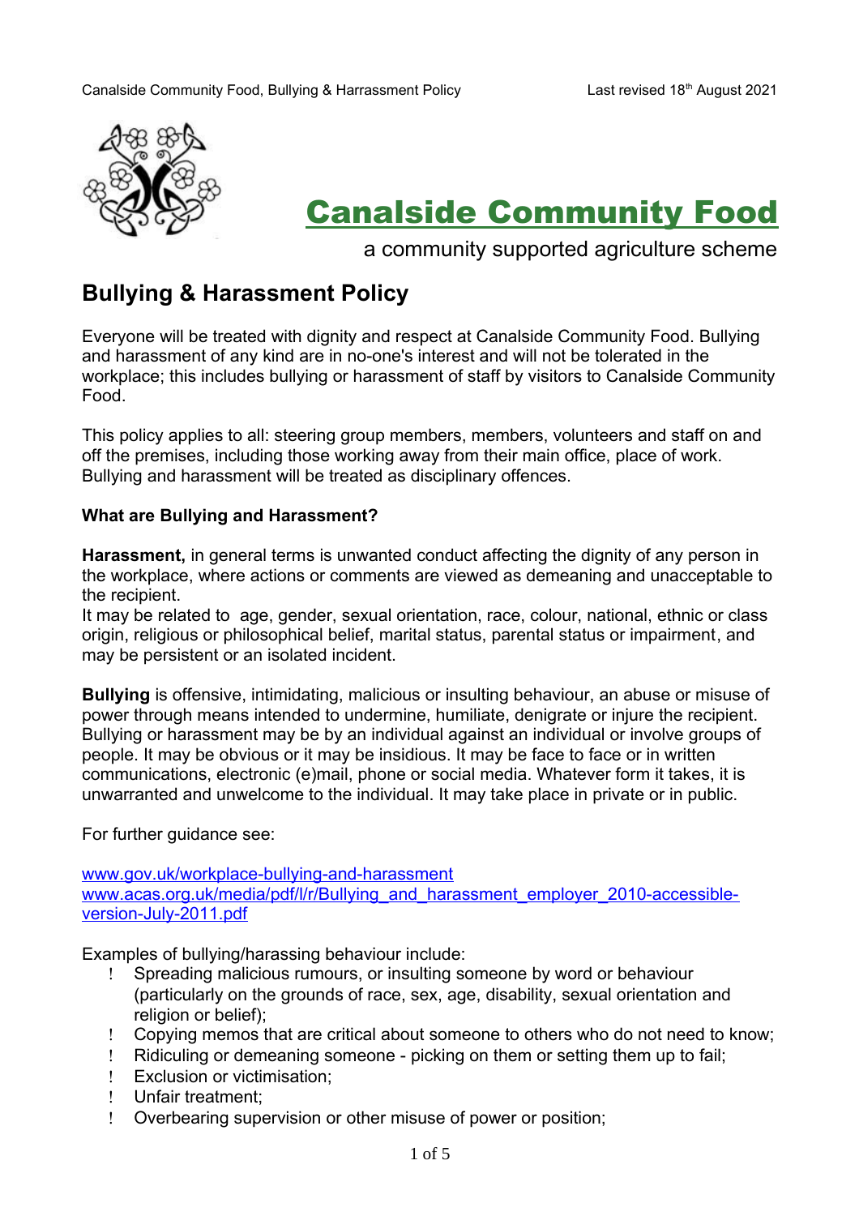# Canalside Community Food

a community supported agriculture scheme

## Bullying & Harassment Policy

Everyone will be treated with dignity and respect at Canalside Community Food. Bullying and harassment of any kind are in no-one's interest and will not be tolerated in the workplace; this includes bullying or harassment of staff by visitors to Canalside Community Food.

This policy applies to all: steering group members, members, volunteers and staff on and off the premises, including those working away from their main office, place of work. Bullying and harassment will be treated as disciplinary offences.

**What are Bullying and Harassment?**

**Harassment,** in general terms is unwanted conduct affecting the dignity of any person in the workplace, where actions or comments are viewed as demeaning and unacceptable to the recipient.
It may be related to age, gender, sexual orientation, race, colour, national, ethnic or class origin, religious or philosophical belief, marital status, parental status or impairment, and may be persistent or an isolated incident.

**Bullying** is offensive, intimidating, malicious or insulting behaviour, an abuse or misuse of power through means intended to undermine, humiliate, denigrate or injure the recipient. Bullying or harassment may be by an individual against an individual or involve groups of people. It may be obvious or it may be insidious. It may be face to face or in written communications, electronic (e)mail, phone or social media. Whatever form it takes, it is unwarranted and unwelcome to the individual. It may take place in private or in public.

For further guidance see:

www.gov.uk/workplace-bullying-and-harassment
www.acas.org.uk/media/pdf/l/r/Bullying_and_harassment_employer_2010-accessible-version-July-2011.pdf

Examples of bullying/harassing behaviour include:

- Spreading malicious rumours, or insulting someone by word or behaviour (particularly on the grounds of race, sex, age, disability, sexual orientation and religion or belief);
- Copying memos that are critical about someone to others who do not need to know;
- Ridiculing or demeaning someone - picking on them or setting them up to fail;
- Exclusion or victimisation;
- Unfair treatment;
- Overbearing supervision or other misuse of power or position;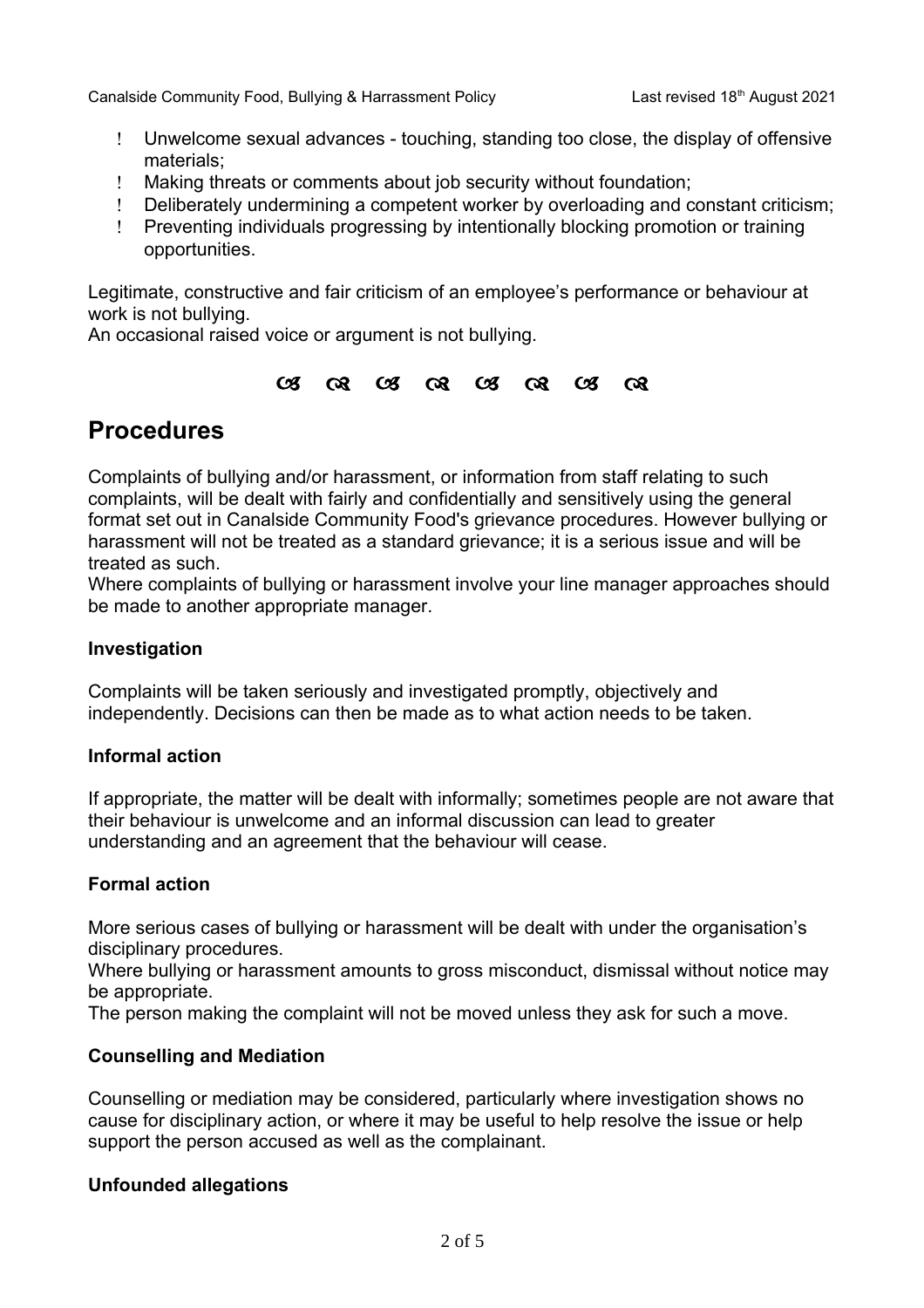- Unwelcome sexual advances - touching, standing too close, the display of offensive materials;
- Making threats or comments about job security without foundation;
- Deliberately undermining a competent worker by overloading and constant criticism;
- Preventing individuals progressing by intentionally blocking promotion or training opportunities.

Legitimate, constructive and fair criticism of an employee's performance or behaviour at work is not bullying.
An occasional raised voice or argument is not bullying.

# Procedures

Complaints of bullying and/or harassment, or information from staff relating to such complaints, will be dealt with fairly and confidentially and sensitively using the general format set out in Canalside Community Food's grievance procedures. However bullying or harassment will not be treated as a standard grievance; it is a serious issue and will be treated as such.
Where complaints of bullying or harassment involve your line manager approaches should be made to another appropriate manager.

### Investigation

Complaints will be taken seriously and investigated promptly, objectively and independently. Decisions can then be made as to what action needs to be taken.

### Informal action

If appropriate, the matter will be dealt with informally; sometimes people are not aware that their behaviour is unwelcome and an informal discussion can lead to greater understanding and an agreement that the behaviour will cease.

### Formal action

More serious cases of bullying or harassment will be dealt with under the organisation's disciplinary procedures.
Where bullying or harassment amounts to gross misconduct, dismissal without notice may be appropriate.
The person making the complaint will not be moved unless they ask for such a move.

### Counselling and Mediation

Counselling or mediation may be considered, particularly where investigation shows no cause for disciplinary action, or where it may be useful to help resolve the issue or help support the person accused as well as the complainant.

### Unfounded allegations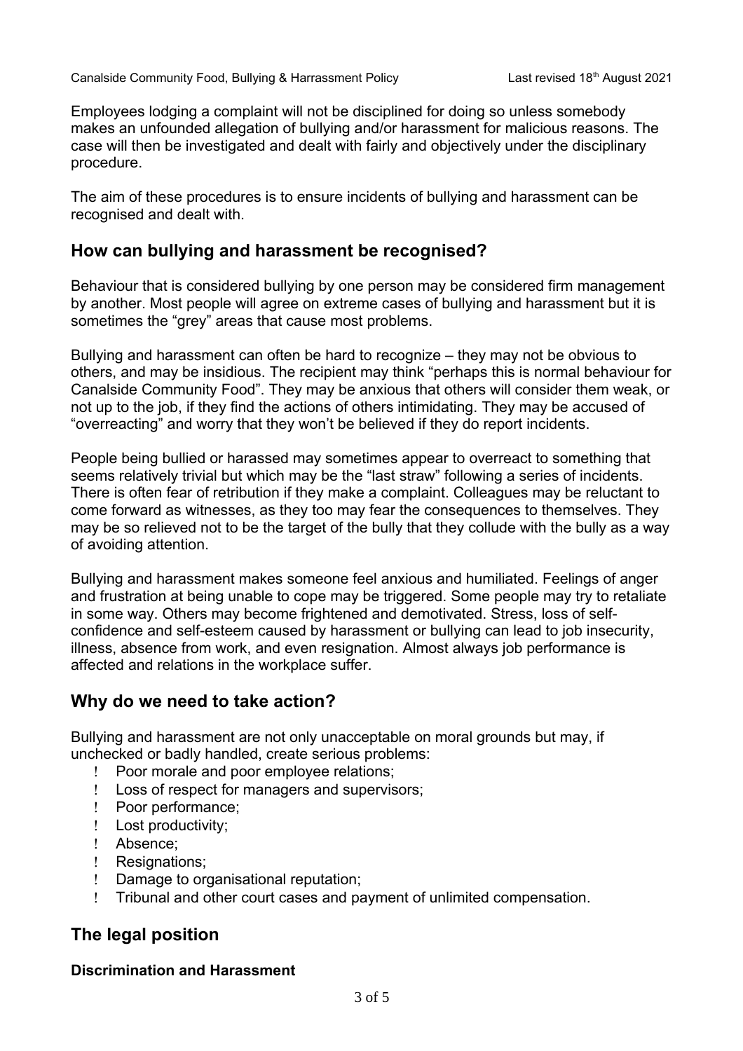Employees lodging a complaint will not be disciplined for doing so unless somebody makes an unfounded allegation of bullying and/or harassment for malicious reasons. The case will then be investigated and dealt with fairly and objectively under the disciplinary procedure.

The aim of these procedures is to ensure incidents of bullying and harassment can be recognised and dealt with.

## How can bullying and harassment be recognised?

Behaviour that is considered bullying by one person may be considered firm management by another. Most people will agree on extreme cases of bullying and harassment but it is sometimes the "grey" areas that cause most problems.

Bullying and harassment can often be hard to recognize – they may not be obvious to others, and may be insidious. The recipient may think "perhaps this is normal behaviour for Canalside Community Food". They may be anxious that others will consider them weak, or not up to the job, if they find the actions of others intimidating. They may be accused of "overreacting" and worry that they won't be believed if they do report incidents.

People being bullied or harassed may sometimes appear to overreact to something that seems relatively trivial but which may be the "last straw" following a series of incidents. There is often fear of retribution if they make a complaint. Colleagues may be reluctant to come forward as witnesses, as they too may fear the consequences to themselves. They may be so relieved not to be the target of the bully that they collude with the bully as a way of avoiding attention.

Bullying and harassment makes someone feel anxious and humiliated. Feelings of anger and frustration at being unable to cope may be triggered. Some people may try to retaliate in some way. Others may become frightened and demotivated. Stress, loss of self-confidence and self-esteem caused by harassment or bullying can lead to job insecurity, illness, absence from work, and even resignation. Almost always job performance is affected and relations in the workplace suffer.

## Why do we need to take action?

Bullying and harassment are not only unacceptable on moral grounds but may, if unchecked or badly handled, create serious problems:

- Poor morale and poor employee relations;
- Loss of respect for managers and supervisors;
- Poor performance;
- Lost productivity;
- Absence;
- Resignations;
- Damage to organisational reputation;
- Tribunal and other court cases and payment of unlimited compensation.

## The legal position

### Discrimination and Harassment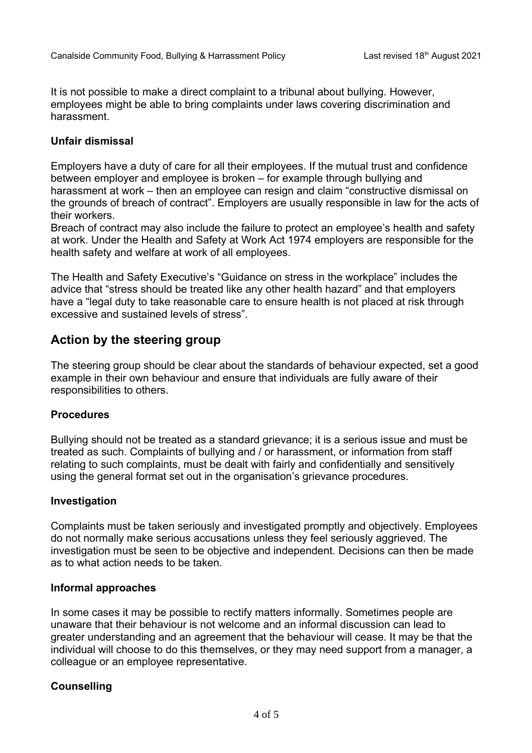It is not possible to make a direct complaint to a tribunal about bullying. However, employees might be able to bring complaints under laws covering discrimination and harassment.

**Unfair dismissal**

Employers have a duty of care for all their employees. If the mutual trust and confidence between employer and employee is broken – for example through bullying and harassment at work – then an employee can resign and claim "constructive dismissal on the grounds of breach of contract". Employers are usually responsible in law for the acts of their workers.
Breach of contract may also include the failure to protect an employee's health and safety at work. Under the Health and Safety at Work Act 1974 employers are responsible for the health safety and welfare at work of all employees.

The Health and Safety Executive's "Guidance on stress in the workplace" includes the advice that "stress should be treated like any other health hazard" and that employers have a "legal duty to take reasonable care to ensure health is not placed at risk through excessive and sustained levels of stress".

## Action by the steering group

The steering group should be clear about the standards of behaviour expected, set a good example in their own behaviour and ensure that individuals are fully aware of their responsibilities to others.

**Procedures**

Bullying should not be treated as a standard grievance; it is a serious issue and must be treated as such. Complaints of bullying and / or harassment, or information from staff relating to such complaints, must be dealt with fairly and confidentially and sensitively using the general format set out in the organisation's grievance procedures.

**Investigation**

Complaints must be taken seriously and investigated promptly and objectively. Employees do not normally make serious accusations unless they feel seriously aggrieved. The investigation must be seen to be objective and independent. Decisions can then be made as to what action needs to be taken.

**Informal approaches**

In some cases it may be possible to rectify matters informally. Sometimes people are unaware that their behaviour is not welcome and an informal discussion can lead to greater understanding and an agreement that the behaviour will cease. It may be that the individual will choose to do this themselves, or they may need support from a manager, a colleague or an employee representative.

**Counselling**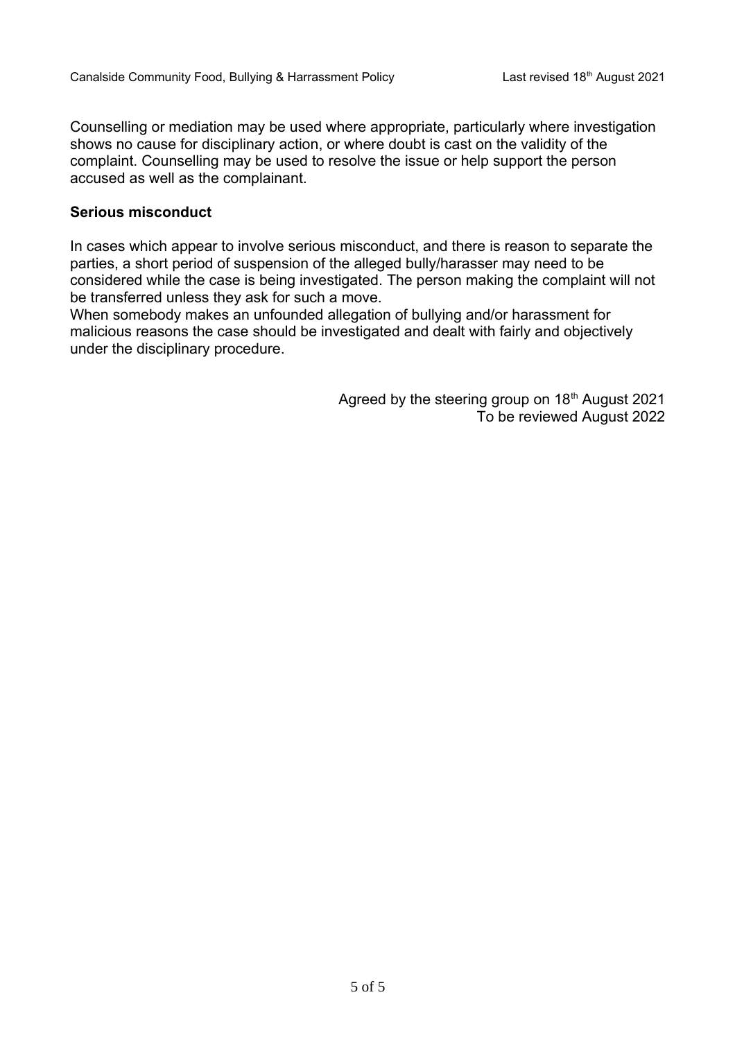Counselling or mediation may be used where appropriate, particularly where investigation shows no cause for disciplinary action, or where doubt is cast on the validity of the complaint. Counselling may be used to resolve the issue or help support the person accused as well as the complainant.

**Serious misconduct**

In cases which appear to involve serious misconduct, and there is reason to separate the parties, a short period of suspension of the alleged bully/harasser may need to be considered while the case is being investigated. The person making the complaint will not be transferred unless they ask for such a move.
When somebody makes an unfounded allegation of bullying and/or harassment for malicious reasons the case should be investigated and dealt with fairly and objectively under the disciplinary procedure.

Agreed by the steering group on 18th August 2021
To be reviewed August 2022